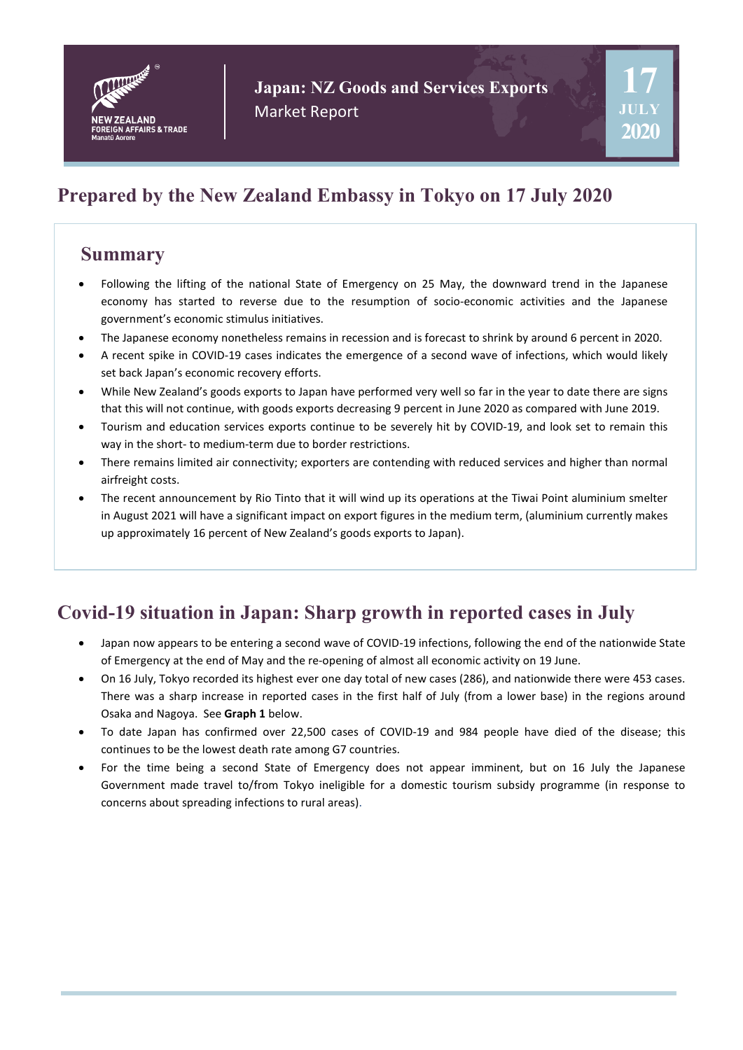NEW ZEALAND FOREIGN AFFAIRS & TRADE
Manatū Aorere

**Japan: NZ Goods and Services Exports**
Market Report

17 JULY 2020

# Prepared by the New Zealand Embassy in Tokyo on 17 July 2020

## Summary

- Following the lifting of the national State of Emergency on 25 May, the downward trend in the Japanese economy has started to reverse due to the resumption of socio-economic activities and the Japanese government's economic stimulus initiatives.
- The Japanese economy nonetheless remains in recession and is forecast to shrink by around 6 percent in 2020.
- A recent spike in COVID-19 cases indicates the emergence of a second wave of infections, which would likely set back Japan's economic recovery efforts.
- While New Zealand's goods exports to Japan have performed very well so far in the year to date there are signs that this will not continue, with goods exports decreasing 9 percent in June 2020 as compared with June 2019.
- Tourism and education services exports continue to be severely hit by COVID-19, and look set to remain this way in the short- to medium-term due to border restrictions.
- There remains limited air connectivity; exporters are contending with reduced services and higher than normal airfreight costs.
- The recent announcement by Rio Tinto that it will wind up its operations at the Tiwai Point aluminium smelter in August 2021 will have a significant impact on export figures in the medium term, (aluminium currently makes up approximately 16 percent of New Zealand's goods exports to Japan).

## Covid-19 situation in Japan: Sharp growth in reported cases in July

- Japan now appears to be entering a second wave of COVID-19 infections, following the end of the nationwide State of Emergency at the end of May and the re-opening of almost all economic activity on 19 June.
- On 16 July, Tokyo recorded its highest ever one day total of new cases (286), and nationwide there were 453 cases. There was a sharp increase in reported cases in the first half of July (from a lower base) in the regions around Osaka and Nagoya. See **Graph 1** below.
- To date Japan has confirmed over 22,500 cases of COVID-19 and 984 people have died of the disease; this continues to be the lowest death rate among G7 countries.
- For the time being a second State of Emergency does not appear imminent, but on 16 July the Japanese Government made travel to/from Tokyo ineligible for a domestic tourism subsidy programme (in response to concerns about spreading infections to rural areas).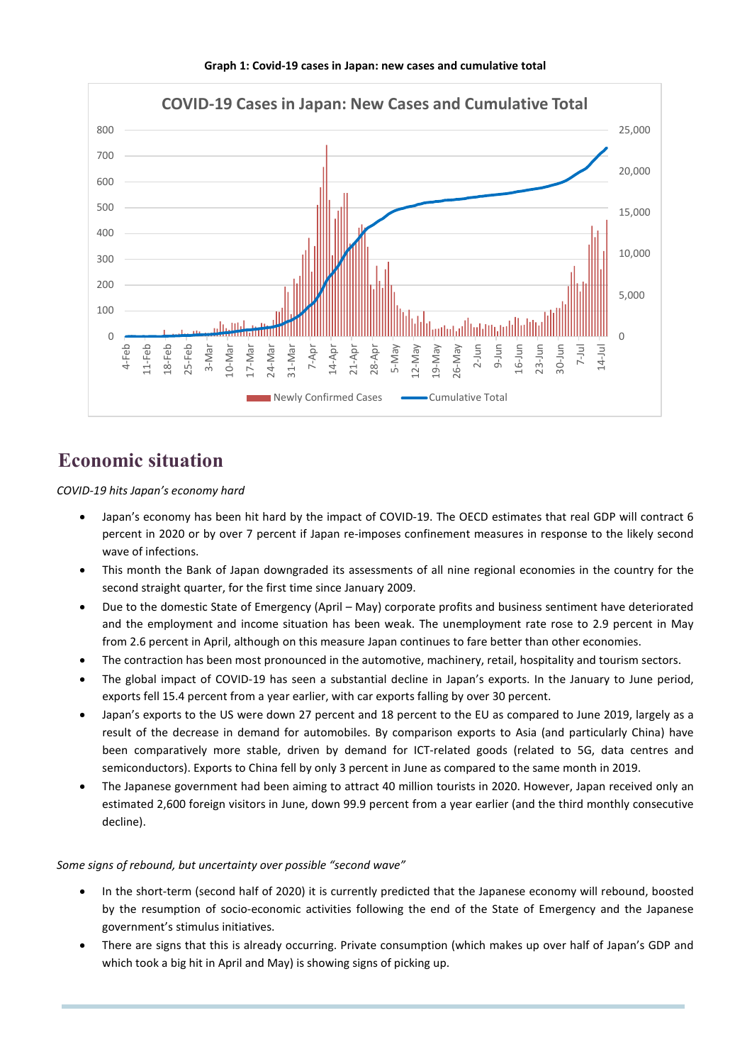**Graph 1: Covid-19 cases in Japan: new cases and cumulative total**

## Economic situation

*COVID-19 hits Japan's economy hard*

- Japan's economy has been hit hard by the impact of COVID-19. The OECD estimates that real GDP will contract 6 percent in 2020 or by over 7 percent if Japan re-imposes confinement measures in response to the likely second wave of infections.
- This month the Bank of Japan downgraded its assessments of all nine regional economies in the country for the second straight quarter, for the first time since January 2009.
- Due to the domestic State of Emergency (April – May) corporate profits and business sentiment have deteriorated and the employment and income situation has been weak. The unemployment rate rose to 2.9 percent in May from 2.6 percent in April, although on this measure Japan continues to fare better than other economies.
- The contraction has been most pronounced in the automotive, machinery, retail, hospitality and tourism sectors.
- The global impact of COVID-19 has seen a substantial decline in Japan's exports. In the January to June period, exports fell 15.4 percent from a year earlier, with car exports falling by over 30 percent.
- Japan's exports to the US were down 27 percent and 18 percent to the EU as compared to June 2019, largely as a result of the decrease in demand for automobiles. By comparison exports to Asia (and particularly China) have been comparatively more stable, driven by demand for ICT-related goods (related to 5G, data centres and semiconductors). Exports to China fell by only 3 percent in June as compared to the same month in 2019.
- The Japanese government had been aiming to attract 40 million tourists in 2020. However, Japan received only an estimated 2,600 foreign visitors in June, down 99.9 percent from a year earlier (and the third monthly consecutive decline).

*Some signs of rebound, but uncertainty over possible "second wave"*

- In the short-term (second half of 2020) it is currently predicted that the Japanese economy will rebound, boosted by the resumption of socio-economic activities following the end of the State of Emergency and the Japanese government's stimulus initiatives.
- There are signs that this is already occurring. Private consumption (which makes up over half of Japan's GDP and which took a big hit in April and May) is showing signs of picking up.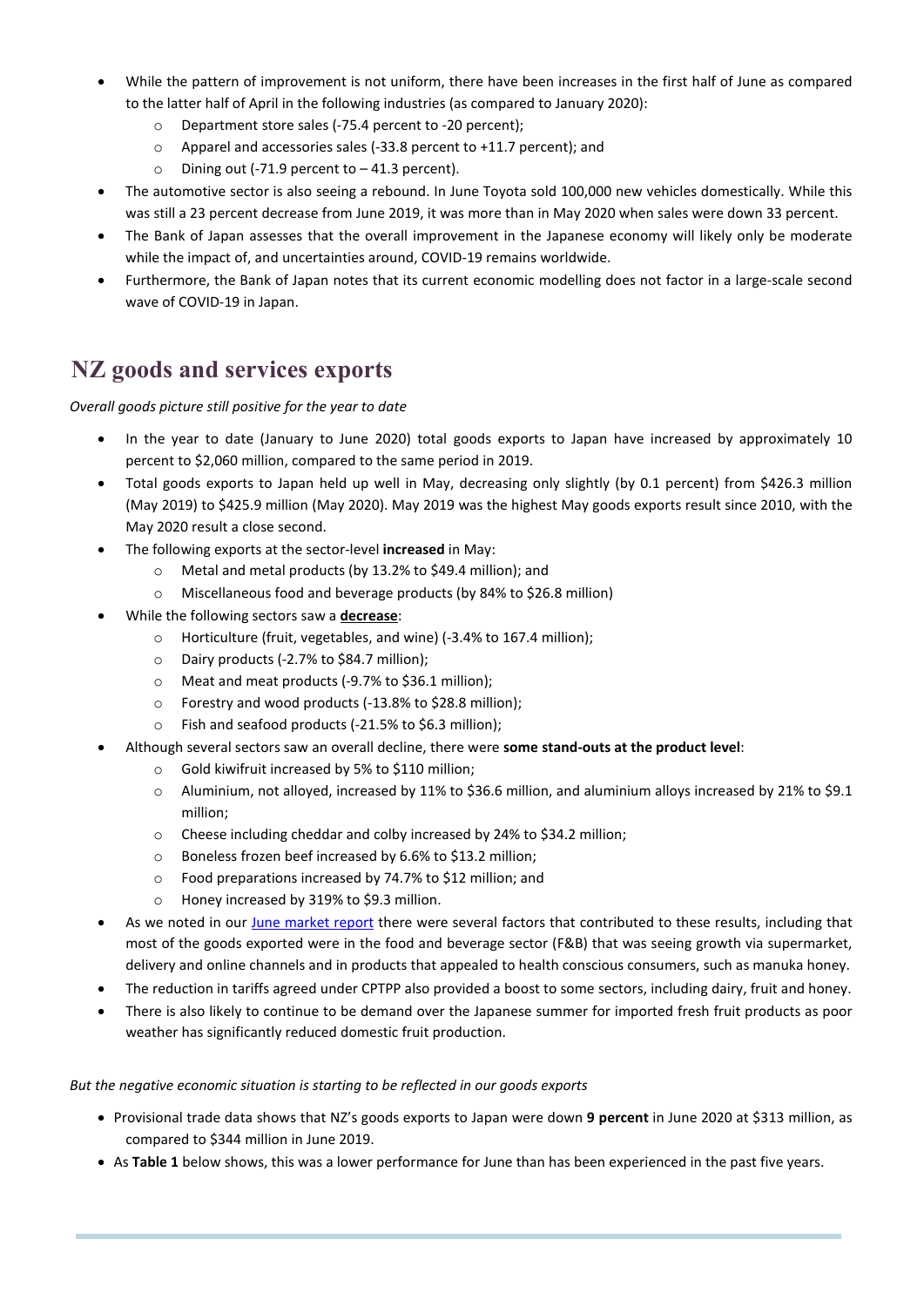- While the pattern of improvement is not uniform, there have been increases in the first half of June as compared to the latter half of April in the following industries (as compared to January 2020):
  - Department store sales (-75.4 percent to -20 percent);
  - Apparel and accessories sales (-33.8 percent to +11.7 percent); and
  - Dining out (-71.9 percent to – 41.3 percent).
- The automotive sector is also seeing a rebound. In June Toyota sold 100,000 new vehicles domestically. While this was still a 23 percent decrease from June 2019, it was more than in May 2020 when sales were down 33 percent.
- The Bank of Japan assesses that the overall improvement in the Japanese economy will likely only be moderate while the impact of, and uncertainties around, COVID-19 remains worldwide.
- Furthermore, the Bank of Japan notes that its current economic modelling does not factor in a large-scale second wave of COVID-19 in Japan.

## NZ goods and services exports

*Overall goods picture still positive for the year to date*

- In the year to date (January to June 2020) total goods exports to Japan have increased by approximately 10 percent to $2,060 million, compared to the same period in 2019.
- Total goods exports to Japan held up well in May, decreasing only slightly (by 0.1 percent) from $426.3 million (May 2019) to $425.9 million (May 2020). May 2019 was the highest May goods exports result since 2010, with the May 2020 result a close second.
- The following exports at the sector-level **increased** in May:
  - Metal and metal products (by 13.2% to $49.4 million); and
  - Miscellaneous food and beverage products (by 84% to $26.8 million)
- While the following sectors saw a **decrease**:
  - Horticulture (fruit, vegetables, and wine) (-3.4% to 167.4 million);
  - Dairy products (-2.7% to $84.7 million);
  - Meat and meat products (-9.7% to $36.1 million);
  - Forestry and wood products (-13.8% to $28.8 million);
  - Fish and seafood products (-21.5% to $6.3 million);
- Although several sectors saw an overall decline, there were **some stand-outs at the product level**:
  - Gold kiwifruit increased by 5% to $110 million;
  - Aluminium, not alloyed, increased by 11% to $36.6 million, and aluminium alloys increased by 21% to $9.1 million;
  - Cheese including cheddar and colby increased by 24% to $34.2 million;
  - Boneless frozen beef increased by 6.6% to $13.2 million;
  - Food preparations increased by 74.7% to $12 million; and
  - Honey increased by 319% to $9.3 million.
- As we noted in our June market report there were several factors that contributed to these results, including that most of the goods exported were in the food and beverage sector (F&B) that was seeing growth via supermarket, delivery and online channels and in products that appealed to health conscious consumers, such as manuka honey.
- The reduction in tariffs agreed under CPTPP also provided a boost to some sectors, including dairy, fruit and honey.
- There is also likely to continue to be demand over the Japanese summer for imported fresh fruit products as poor weather has significantly reduced domestic fruit production.

*But the negative economic situation is starting to be reflected in our goods exports*

- Provisional trade data shows that NZ's goods exports to Japan were down **9 percent** in June 2020 at $313 million, as compared to $344 million in June 2019.
- As **Table 1** below shows, this was a lower performance for June than has been experienced in the past five years.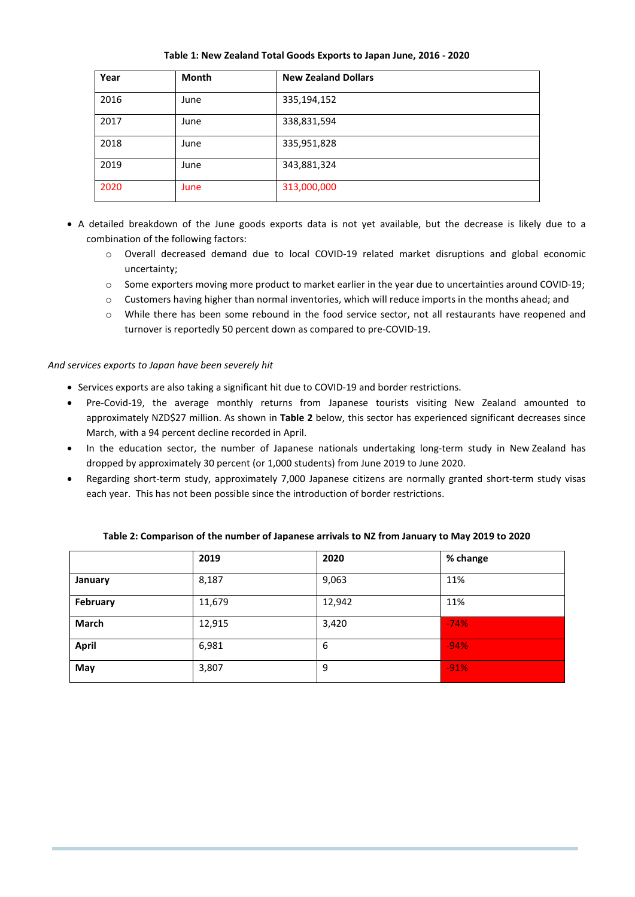**Table 1: New Zealand Total Goods Exports to Japan June, 2016 - 2020**

| Year | Month | New Zealand Dollars |
|---|---|---|
| 2016 | June | 335,194,152 |
| 2017 | June | 338,831,594 |
| 2018 | June | 335,951,828 |
| 2019 | June | 343,881,324 |
| 2020 | June | 313,000,000 |

- A detailed breakdown of the June goods exports data is not yet available, but the decrease is likely due to a combination of the following factors:
  - Overall decreased demand due to local COVID-19 related market disruptions and global economic uncertainty;
  - Some exporters moving more product to market earlier in the year due to uncertainties around COVID-19;
  - Customers having higher than normal inventories, which will reduce imports in the months ahead; and
  - While there has been some rebound in the food service sector, not all restaurants have reopened and turnover is reportedly 50 percent down as compared to pre-COVID-19.

*And services exports to Japan have been severely hit*

- Services exports are also taking a significant hit due to COVID-19 and border restrictions.
- Pre-Covid-19, the average monthly returns from Japanese tourists visiting New Zealand amounted to approximately NZD$27 million. As shown in **Table 2** below, this sector has experienced significant decreases since March, with a 94 percent decline recorded in April.
- In the education sector, the number of Japanese nationals undertaking long-term study in New Zealand has dropped by approximately 30 percent (or 1,000 students) from June 2019 to June 2020.
- Regarding short-term study, approximately 7,000 Japanese citizens are normally granted short-term study visas each year. This has not been possible since the introduction of border restrictions.

**Table 2: Comparison of the number of Japanese arrivals to NZ from January to May 2019 to 2020**

| | 2019 | 2020 | % change |
|---|---|---|---|
| **January** | 8,187 | 9,063 | 11% |
| **February** | 11,679 | 12,942 | 11% |
| **March** | 12,915 | 3,420 | -74% |
| **April** | 6,981 | 6 | -94% |
| **May** | 3,807 | 9 | -91% |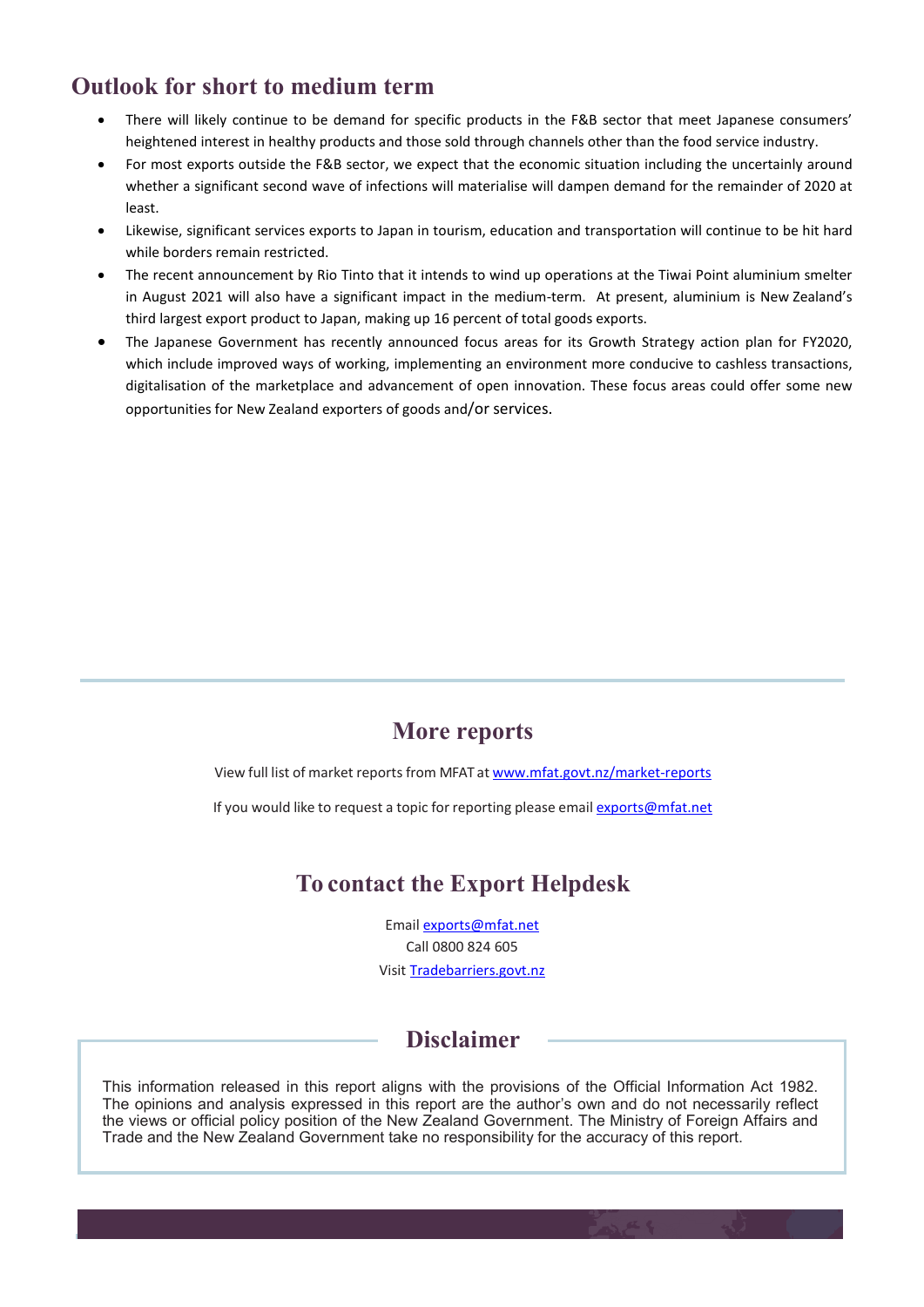## Outlook for short to medium term

- There will likely continue to be demand for specific products in the F&B sector that meet Japanese consumers' heightened interest in healthy products and those sold through channels other than the food service industry.
- For most exports outside the F&B sector, we expect that the economic situation including the uncertainly around whether a significant second wave of infections will materialise will dampen demand for the remainder of 2020 at least.
- Likewise, significant services exports to Japan in tourism, education and transportation will continue to be hit hard while borders remain restricted.
- The recent announcement by Rio Tinto that it intends to wind up operations at the Tiwai Point aluminium smelter in August 2021 will also have a significant impact in the medium-term. At present, aluminium is New Zealand's third largest export product to Japan, making up 16 percent of total goods exports.
- The Japanese Government has recently announced focus areas for its Growth Strategy action plan for FY2020, which include improved ways of working, implementing an environment more conducive to cashless transactions, digitalisation of the marketplace and advancement of open innovation. These focus areas could offer some new opportunities for New Zealand exporters of goods and/or services.

## More reports

View full list of market reports from MFAT at [www.mfat.govt.nz/market-reports](www.mfat.govt.nz/market-reports)

If you would like to request a topic for reporting please email [exports@mfat.net](mailto:exports@mfat.net)

## To contact the Export Helpdesk

Email [exports@mfat.net](mailto:exports@mfat.net)
Call 0800 824 605
Visit [Tradebarriers.govt.nz](Tradebarriers.govt.nz)

## Disclaimer

This information released in this report aligns with the provisions of the Official Information Act 1982. The opinions and analysis expressed in this report are the author's own and do not necessarily reflect the views or official policy position of the New Zealand Government. The Ministry of Foreign Affairs and Trade and the New Zealand Government take no responsibility for the accuracy of this report.